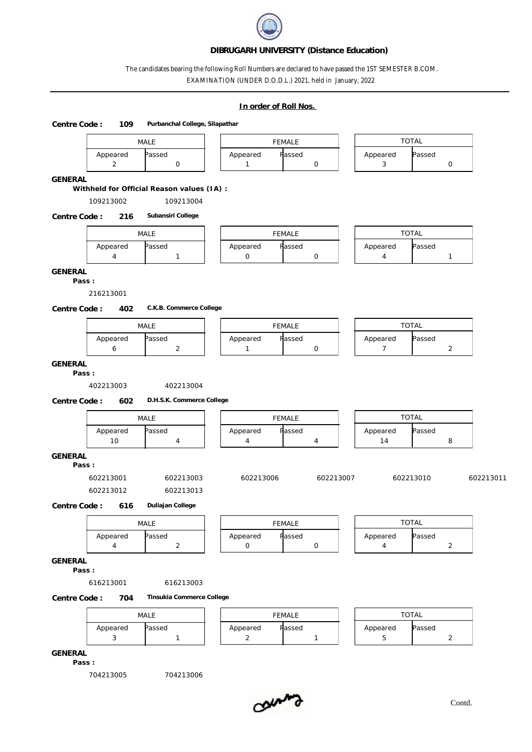# DIBRUGARH UNIVERSITY (Distance Education)

The candidates bearing the following Roll Numbers are declared to have passed the 1ST SEMESTER B.COM. EXAMINATION (UNDER D.O.D.L.) 2021, held in January, 2022

**In order of Roll Nos.**

**Centre Code : 109** Purbanchal College, Silapathar

| MALE | | FEMALE | | TOTAL | |
|---|---|---|---|---|---|
| Appeared | Passed | Appeared | Passed | Appeared | Passed |
| 2 | 0 | 1 | 0 | 3 | 0 |

**GENERAL**

**Withheld for Official Reason values (IA) :**

109213002 109213004

**Centre Code : 216** Subansiri College

| MALE | | FEMALE | | TOTAL | |
|---|---|---|---|---|---|
| Appeared | Passed | Appeared | Passed | Appeared | Passed |
| 4 | 1 | 0 | 0 | 4 | 1 |

**GENERAL**

**Pass :**

216213001

**Centre Code : 402** C.K.B. Commerce College

| MALE | | FEMALE | | TOTAL | |
|---|---|---|---|---|---|
| Appeared | Passed | Appeared | Passed | Appeared | Passed |
| 6 | 2 | 1 | 0 | 7 | 2 |

**GENERAL**

**Pass :**

402213003 402213004

**Centre Code : 602** D.H.S.K. Commerce College

| MALE | | FEMALE | | TOTAL | |
|---|---|---|---|---|---|
| Appeared | Passed | Appeared | Passed | Appeared | Passed |
| 10 | 4 | 4 | 4 | 14 | 8 |

**GENERAL**

**Pass :**

602213001 602213003 602213006 602213007 602213010 602213011
602213012 602213013

**Centre Code : 616** Duliajan College

| MALE | | FEMALE | | TOTAL | |
|---|---|---|---|---|---|
| Appeared | Passed | Appeared | Passed | Appeared | Passed |
| 4 | 2 | 0 | 0 | 4 | 2 |

**GENERAL**

**Pass :**

616213001 616213003

**Centre Code : 704** Tinsukia Commerce College

| MALE | | FEMALE | | TOTAL | |
|---|---|---|---|---|---|
| Appeared | Passed | Appeared | Passed | Appeared | Passed |
| 3 | 1 | 2 | 1 | 5 | 2 |

**GENERAL**

**Pass :**

704213005 704213006

Contd.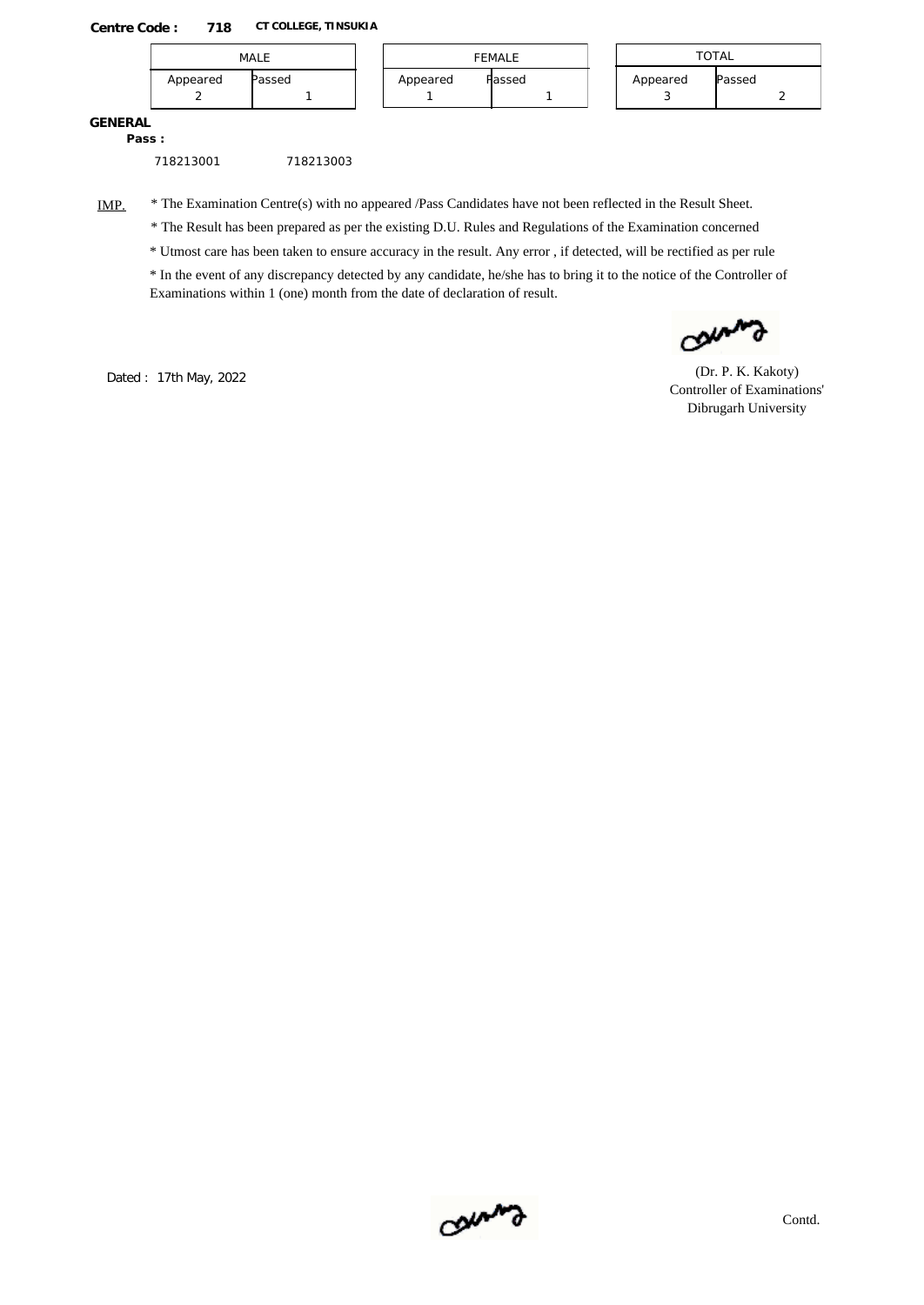**Centre Code : 718 CT COLLEGE, TINSUKIA**

| MALE | | FEMALE | | TOTAL | |
|---|---|---|---|---|---|
| Appeared | Passed | Appeared | Passed | Appeared | Passed |
| 2 | 1 | 1 | 1 | 3 | 2 |

**GENERAL**

**Pass :**

718213001 718213003

IMP. * The Examination Centre(s) with no appeared /Pass Candidates have not been reflected in the Result Sheet.

* The Result has been prepared as per the existing D.U. Rules and Regulations of the Examination concerned

* Utmost care has been taken to ensure accuracy in the result. Any error , if detected, will be rectified as per rule

* In the event of any discrepancy detected by any candidate, he/she has to bring it to the notice of the Controller of Examinations within 1 (one) month from the date of declaration of result.

Dated : 17th May, 2022

(Dr. P. K. Kakoty)
Controller of Examinations'
Dibrugarh University

Contd.